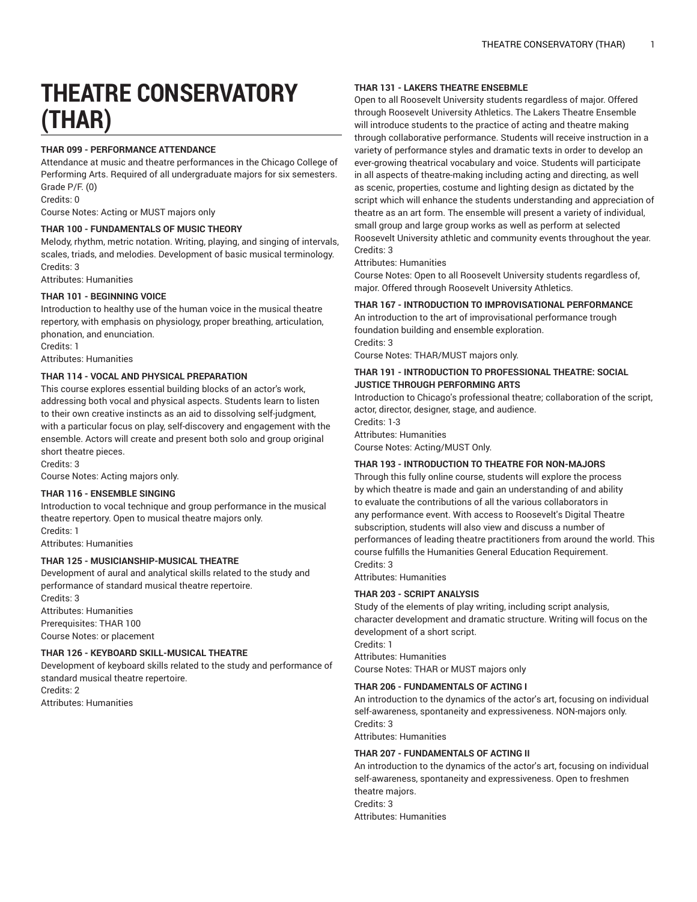# THEATRE CONSERVATORY (THAR)

#### THAR 099 - PERFORMANCE ATTENDANCE

Attendance at music and theatre performances in the Chicago College of Performing Arts. Required of all undergraduate majors for six semesters. Grade P/F. (0)
Credits: 0
Course Notes: Acting or MUST majors only

#### THAR 100 - FUNDAMENTALS OF MUSIC THEORY

Melody, rhythm, metric notation. Writing, playing, and singing of intervals, scales, triads, and melodies. Development of basic musical terminology.
Credits: 3
Attributes: Humanities

#### THAR 101 - BEGINNING VOICE

Introduction to healthy use of the human voice in the musical theatre repertory, with emphasis on physiology, proper breathing, articulation, phonation, and enunciation.
Credits: 1
Attributes: Humanities

#### THAR 114 - VOCAL AND PHYSICAL PREPARATION

This course explores essential building blocks of an actor's work, addressing both vocal and physical aspects. Students learn to listen to their own creative instincts as an aid to dissolving self-judgment, with a particular focus on play, self-discovery and engagement with the ensemble. Actors will create and present both solo and group original short theatre pieces.
Credits: 3
Course Notes: Acting majors only.

#### THAR 116 - ENSEMBLE SINGING

Introduction to vocal technique and group performance in the musical theatre repertory. Open to musical theatre majors only.
Credits: 1
Attributes: Humanities

#### THAR 125 - MUSICIANSHIP-MUSICAL THEATRE

Development of aural and analytical skills related to the study and performance of standard musical theatre repertoire.
Credits: 3
Attributes: Humanities
Prerequisites: THAR 100
Course Notes: or placement

#### THAR 126 - KEYBOARD SKILL-MUSICAL THEATRE

Development of keyboard skills related to the study and performance of standard musical theatre repertoire.
Credits: 2
Attributes: Humanities

#### THAR 131 - LAKERS THEATRE ENSEBMLE

Open to all Roosevelt University students regardless of major. Offered through Roosevelt University Athletics. The Lakers Theatre Ensemble will introduce students to the practice of acting and theatre making through collaborative performance. Students will receive instruction in a variety of performance styles and dramatic texts in order to develop an ever-growing theatrical vocabulary and voice. Students will participate in all aspects of theatre-making including acting and directing, as well as scenic, properties, costume and lighting design as dictated by the script which will enhance the students understanding and appreciation of theatre as an art form. The ensemble will present a variety of individual, small group and large group works as well as perform at selected Roosevelt University athletic and community events throughout the year.
Credits: 3
Attributes: Humanities
Course Notes: Open to all Roosevelt University students regardless of, major. Offered through Roosevelt University Athletics.

#### THAR 167 - INTRODUCTION TO IMPROVISATIONAL PERFORMANCE

An introduction to the art of improvisational performance trough foundation building and ensemble exploration.
Credits: 3
Course Notes: THAR/MUST majors only.

#### THAR 191 - INTRODUCTION TO PROFESSIONAL THEATRE: SOCIAL JUSTICE THROUGH PERFORMING ARTS

Introduction to Chicago's professional theatre; collaboration of the script, actor, director, designer, stage, and audience.
Credits: 1-3
Attributes: Humanities
Course Notes: Acting/MUST Only.

#### THAR 193 - INTRODUCTION TO THEATRE FOR NON-MAJORS

Through this fully online course, students will explore the process by which theatre is made and gain an understanding of and ability to evaluate the contributions of all the various collaborators in any performance event. With access to Roosevelt's Digital Theatre subscription, students will also view and discuss a number of performances of leading theatre practitioners from around the world. This course fulfills the Humanities General Education Requirement.
Credits: 3
Attributes: Humanities

#### THAR 203 - SCRIPT ANALYSIS

Study of the elements of play writing, including script analysis, character development and dramatic structure. Writing will focus on the development of a short script.
Credits: 1
Attributes: Humanities
Course Notes: THAR or MUST majors only

#### THAR 206 - FUNDAMENTALS OF ACTING I

An introduction to the dynamics of the actor's art, focusing on individual self-awareness, spontaneity and expressiveness. NON-majors only.
Credits: 3
Attributes: Humanities

#### THAR 207 - FUNDAMENTALS OF ACTING II

An introduction to the dynamics of the actor's art, focusing on individual self-awareness, spontaneity and expressiveness. Open to freshmen theatre majors.
Credits: 3
Attributes: Humanities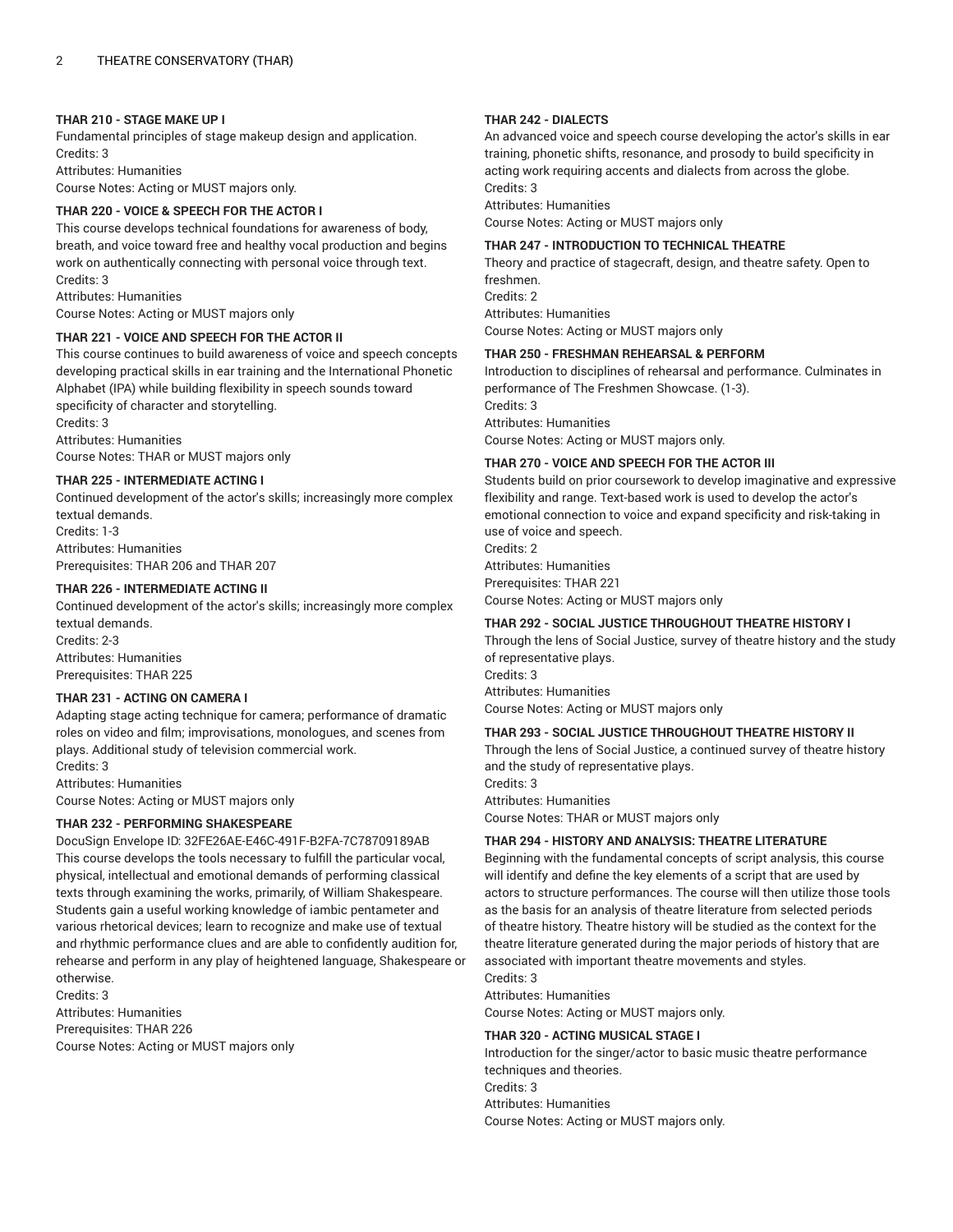### THAR 210 - STAGE MAKE UP I

Fundamental principles of stage makeup design and application.
Credits: 3
Attributes: Humanities
Course Notes: Acting or MUST majors only.

### THAR 220 - VOICE & SPEECH FOR THE ACTOR I

This course develops technical foundations for awareness of body, breath, and voice toward free and healthy vocal production and begins work on authentically connecting with personal voice through text.
Credits: 3
Attributes: Humanities
Course Notes: Acting or MUST majors only

### THAR 221 - VOICE AND SPEECH FOR THE ACTOR II

This course continues to build awareness of voice and speech concepts developing practical skills in ear training and the International Phonetic Alphabet (IPA) while building flexibility in speech sounds toward specificity of character and storytelling.
Credits: 3
Attributes: Humanities
Course Notes: THAR or MUST majors only

### THAR 225 - INTERMEDIATE ACTING I

Continued development of the actor's skills; increasingly more complex textual demands.
Credits: 1-3
Attributes: Humanities
Prerequisites: THAR 206 and THAR 207

### THAR 226 - INTERMEDIATE ACTING II

Continued development of the actor's skills; increasingly more complex textual demands.
Credits: 2-3
Attributes: Humanities
Prerequisites: THAR 225

### THAR 231 - ACTING ON CAMERA I

Adapting stage acting technique for camera; performance of dramatic roles on video and film; improvisations, monologues, and scenes from plays. Additional study of television commercial work.
Credits: 3
Attributes: Humanities
Course Notes: Acting or MUST majors only

### THAR 232 - PERFORMING SHAKESPEARE

DocuSign Envelope ID: 32FE26AE-E46C-491F-B2FA-7C78709189AB
This course develops the tools necessary to fulfill the particular vocal, physical, intellectual and emotional demands of performing classical texts through examining the works, primarily, of William Shakespeare. Students gain a useful working knowledge of iambic pentameter and various rhetorical devices; learn to recognize and make use of textual and rhythmic performance clues and are able to confidently audition for, rehearse and perform in any play of heightened language, Shakespeare or otherwise.
Credits: 3
Attributes: Humanities
Prerequisites: THAR 226
Course Notes: Acting or MUST majors only

### THAR 242 - DIALECTS

An advanced voice and speech course developing the actor's skills in ear training, phonetic shifts, resonance, and prosody to build specificity in acting work requiring accents and dialects from across the globe.
Credits: 3
Attributes: Humanities
Course Notes: Acting or MUST majors only

### THAR 247 - INTRODUCTION TO TECHNICAL THEATRE

Theory and practice of stagecraft, design, and theatre safety. Open to freshmen.
Credits: 2
Attributes: Humanities
Course Notes: Acting or MUST majors only

### THAR 250 - FRESHMAN REHEARSAL & PERFORM

Introduction to disciplines of rehearsal and performance. Culminates in performance of The Freshmen Showcase. (1-3).
Credits: 3
Attributes: Humanities
Course Notes: Acting or MUST majors only.

### THAR 270 - VOICE AND SPEECH FOR THE ACTOR III

Students build on prior coursework to develop imaginative and expressive flexibility and range. Text-based work is used to develop the actor's emotional connection to voice and expand specificity and risk-taking in use of voice and speech.
Credits: 2
Attributes: Humanities
Prerequisites: THAR 221
Course Notes: Acting or MUST majors only

### THAR 292 - SOCIAL JUSTICE THROUGHOUT THEATRE HISTORY I

Through the lens of Social Justice, survey of theatre history and the study of representative plays.
Credits: 3
Attributes: Humanities
Course Notes: Acting or MUST majors only

### THAR 293 - SOCIAL JUSTICE THROUGHOUT THEATRE HISTORY II

Through the lens of Social Justice, a continued survey of theatre history and the study of representative plays.
Credits: 3
Attributes: Humanities
Course Notes: THAR or MUST majors only

### THAR 294 - HISTORY AND ANALYSIS: THEATRE LITERATURE

Beginning with the fundamental concepts of script analysis, this course will identify and define the key elements of a script that are used by actors to structure performances. The course will then utilize those tools as the basis for an analysis of theatre literature from selected periods of theatre history. Theatre history will be studied as the context for the theatre literature generated during the major periods of history that are associated with important theatre movements and styles.
Credits: 3
Attributes: Humanities
Course Notes: Acting or MUST majors only.

### THAR 320 - ACTING MUSICAL STAGE I

Introduction for the singer/actor to basic music theatre performance techniques and theories.
Credits: 3
Attributes: Humanities
Course Notes: Acting or MUST majors only.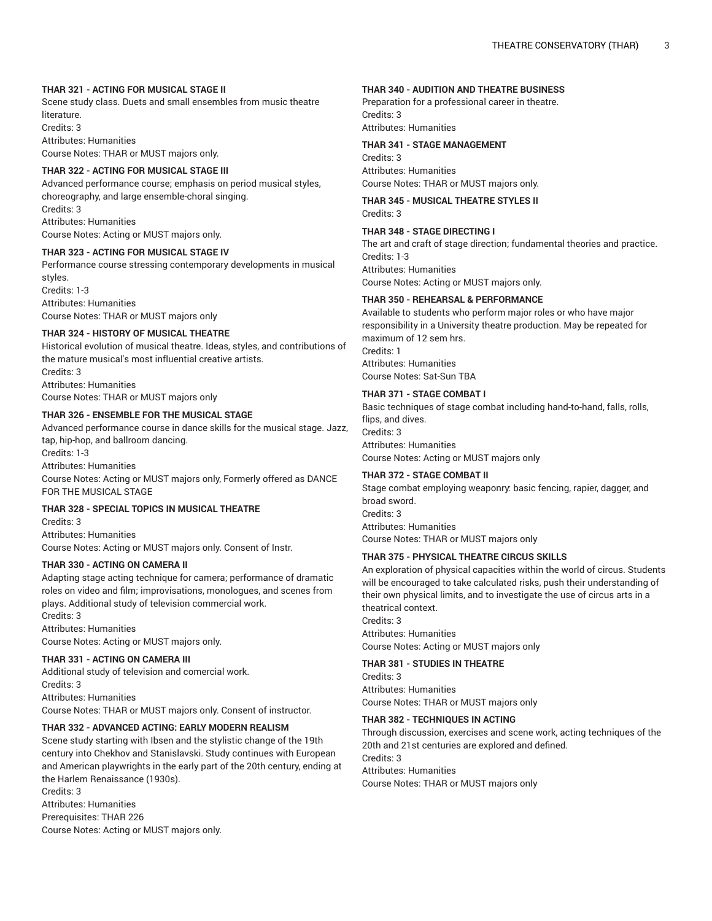#### THAR 321 - ACTING FOR MUSICAL STAGE II

Scene study class. Duets and small ensembles from music theatre literature.
Credits: 3
Attributes: Humanities
Course Notes: THAR or MUST majors only.

#### THAR 322 - ACTING FOR MUSICAL STAGE III

Advanced performance course; emphasis on period musical styles, choreography, and large ensemble-choral singing.
Credits: 3
Attributes: Humanities
Course Notes: Acting or MUST majors only.

#### THAR 323 - ACTING FOR MUSICAL STAGE IV

Performance course stressing contemporary developments in musical styles.
Credits: 1-3
Attributes: Humanities
Course Notes: THAR or MUST majors only

#### THAR 324 - HISTORY OF MUSICAL THEATRE

Historical evolution of musical theatre. Ideas, styles, and contributions of the mature musical's most influential creative artists.
Credits: 3
Attributes: Humanities
Course Notes: THAR or MUST majors only

#### THAR 326 - ENSEMBLE FOR THE MUSICAL STAGE

Advanced performance course in dance skills for the musical stage. Jazz, tap, hip-hop, and ballroom dancing.
Credits: 1-3
Attributes: Humanities
Course Notes: Acting or MUST majors only, Formerly offered as DANCE FOR THE MUSICAL STAGE

#### THAR 328 - SPECIAL TOPICS IN MUSICAL THEATRE

Credits: 3
Attributes: Humanities
Course Notes: Acting or MUST majors only. Consent of Instr.

#### THAR 330 - ACTING ON CAMERA II

Adapting stage acting technique for camera; performance of dramatic roles on video and film; improvisations, monologues, and scenes from plays. Additional study of television commercial work.
Credits: 3
Attributes: Humanities
Course Notes: Acting or MUST majors only.

#### THAR 331 - ACTING ON CAMERA III

Additional study of television and comercial work.
Credits: 3
Attributes: Humanities
Course Notes: THAR or MUST majors only. Consent of instructor.

#### THAR 332 - ADVANCED ACTING: EARLY MODERN REALISM

Scene study starting with Ibsen and the stylistic change of the 19th century into Chekhov and Stanislavski. Study continues with European and American playwrights in the early part of the 20th century, ending at the Harlem Renaissance (1930s).
Credits: 3
Attributes: Humanities
Prerequisites: THAR 226
Course Notes: Acting or MUST majors only.

#### THAR 340 - AUDITION AND THEATRE BUSINESS

Preparation for a professional career in theatre.
Credits: 3
Attributes: Humanities

#### THAR 341 - STAGE MANAGEMENT

Credits: 3
Attributes: Humanities
Course Notes: THAR or MUST majors only.

#### THAR 345 - MUSICAL THEATRE STYLES II

Credits: 3

#### THAR 348 - STAGE DIRECTING I

The art and craft of stage direction; fundamental theories and practice.
Credits: 1-3
Attributes: Humanities
Course Notes: Acting or MUST majors only.

#### THAR 350 - REHEARSAL & PERFORMANCE

Available to students who perform major roles or who have major responsibility in a University theatre production. May be repeated for maximum of 12 sem hrs.
Credits: 1
Attributes: Humanities
Course Notes: Sat-Sun TBA

#### THAR 371 - STAGE COMBAT I

Basic techniques of stage combat including hand-to-hand, falls, rolls, flips, and dives.
Credits: 3
Attributes: Humanities
Course Notes: Acting or MUST majors only

#### THAR 372 - STAGE COMBAT II

Stage combat employing weaponry: basic fencing, rapier, dagger, and broad sword.
Credits: 3
Attributes: Humanities
Course Notes: THAR or MUST majors only

#### THAR 375 - PHYSICAL THEATRE CIRCUS SKILLS

An exploration of physical capacities within the world of circus. Students will be encouraged to take calculated risks, push their understanding of their own physical limits, and to investigate the use of circus arts in a theatrical context.
Credits: 3
Attributes: Humanities
Course Notes: Acting or MUST majors only

#### THAR 381 - STUDIES IN THEATRE

Credits: 3
Attributes: Humanities
Course Notes: THAR or MUST majors only

#### THAR 382 - TECHNIQUES IN ACTING

Through discussion, exercises and scene work, acting techniques of the 20th and 21st centuries are explored and defined.
Credits: 3
Attributes: Humanities
Course Notes: THAR or MUST majors only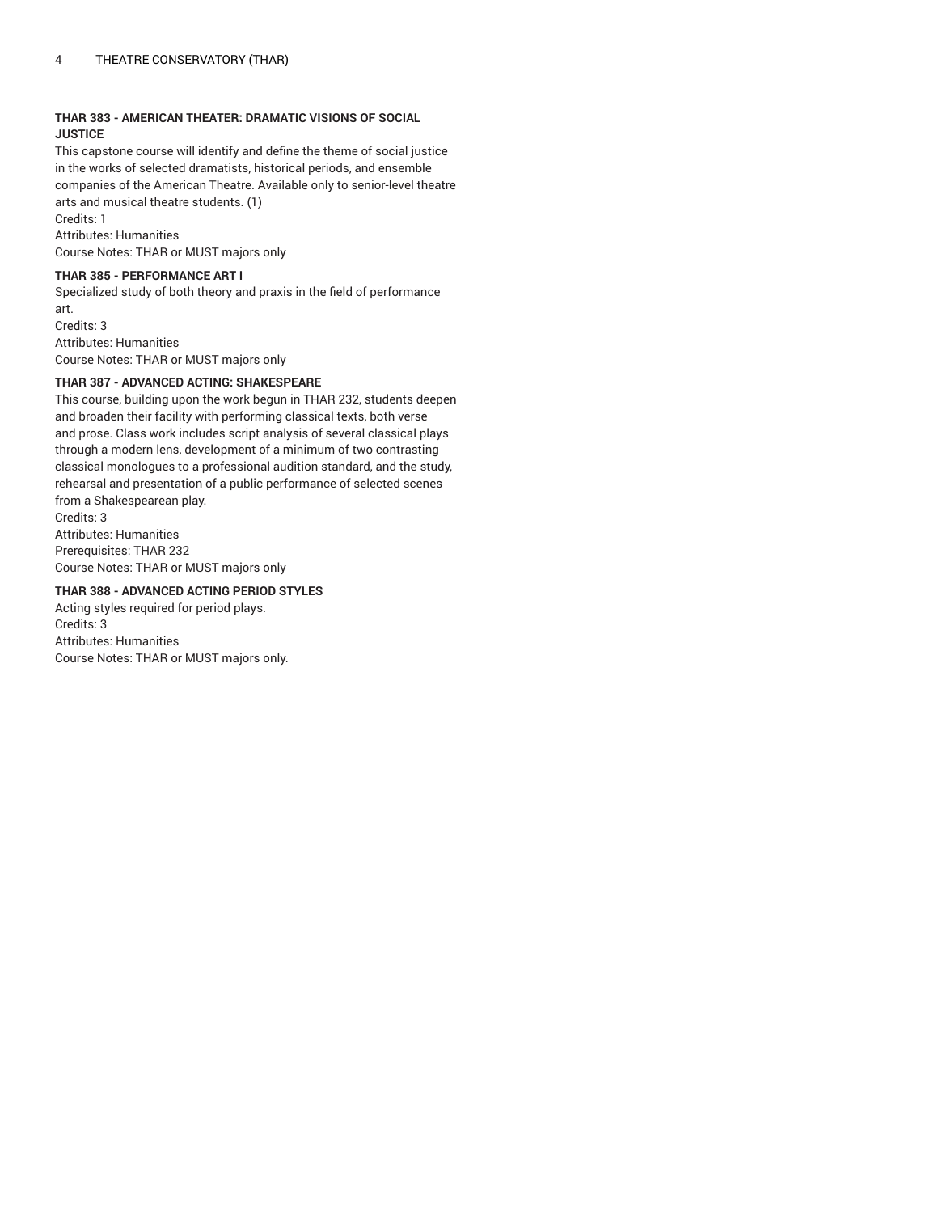#### THAR 383 - AMERICAN THEATER: DRAMATIC VISIONS OF SOCIAL JUSTICE

This capstone course will identify and define the theme of social justice in the works of selected dramatists, historical periods, and ensemble companies of the American Theatre. Available only to senior-level theatre arts and musical theatre students. (1)
Credits: 1
Attributes: Humanities
Course Notes: THAR or MUST majors only

#### THAR 385 - PERFORMANCE ART I

Specialized study of both theory and praxis in the field of performance art.
Credits: 3
Attributes: Humanities
Course Notes: THAR or MUST majors only

#### THAR 387 - ADVANCED ACTING: SHAKESPEARE

This course, building upon the work begun in THAR 232, students deepen and broaden their facility with performing classical texts, both verse and prose. Class work includes script analysis of several classical plays through a modern lens, development of a minimum of two contrasting classical monologues to a professional audition standard, and the study, rehearsal and presentation of a public performance of selected scenes from a Shakespearean play.
Credits: 3
Attributes: Humanities
Prerequisites: THAR 232
Course Notes: THAR or MUST majors only

#### THAR 388 - ADVANCED ACTING PERIOD STYLES

Acting styles required for period plays.
Credits: 3
Attributes: Humanities
Course Notes: THAR or MUST majors only.